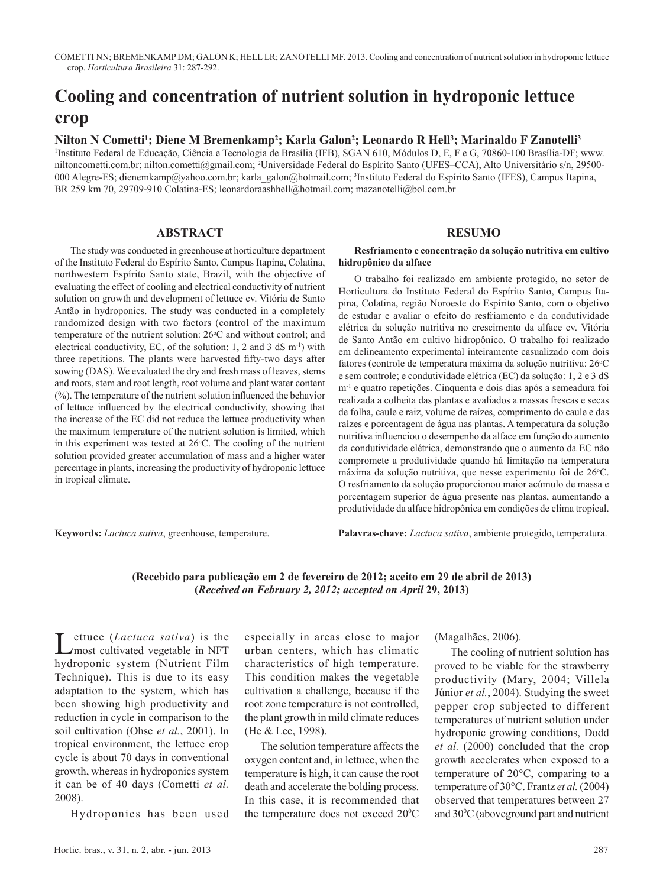COMETTI NN; BREMENKAMP DM; GALON K; HELL LR; ZANOTELLI MF. 2013. Cooling and concentration of nutrient solution in hydroponic lettuce crop. *Horticultura Brasileira* 31: 287-292.

# Cooling and concentration of nutrient solution in hydroponic lettuce crop

**Nilton N Cometti[1]; Diene M Bremenkamp[2]; Karla Galon[2]; Leonardo R Hell[3]; Marinaldo F Zanotelli[3]**

[1]Instituto Federal de Educação, Ciência e Tecnologia de Brasília (IFB), SGAN 610, Módulos D, E, F e G, 70860-100 Brasília-DF; www.niltoncometti.com.br; nilton.cometti@gmail.com; [2]Universidade Federal do Espírito Santo (UFES–CCA), Alto Universitário s/n, 29500-000 Alegre-ES; dienemkamp@yahoo.com.br; karla_galon@hotmail.com; [3]Instituto Federal do Espírito Santo (IFES), Campus Itapina, BR 259 km 70, 29709-910 Colatina-ES; leonardoraashhell@hotmail.com; mazanotelli@bol.com.br

## ABSTRACT

The study was conducted in greenhouse at horticulture department of the Instituto Federal do Espírito Santo, Campus Itapina, Colatina, northwestern Espírito Santo state, Brazil, with the objective of evaluating the effect of cooling and electrical conductivity of nutrient solution on growth and development of lettuce cv. Vitória de Santo Antão in hydroponics. The study was conducted in a completely randomized design with two factors (control of the maximum temperature of the nutrient solution: 26°C and without control; and electrical conductivity, EC, of the solution: 1, 2 and 3 dS $m^{-1}$) with three repetitions. The plants were harvested fifty-two days after sowing (DAS). We evaluated the dry and fresh mass of leaves, stems and roots, stem and root length, root volume and plant water content (%). The temperature of the nutrient solution influenced the behavior of lettuce influenced by the electrical conductivity, showing that the increase of the EC did not reduce the lettuce productivity when the maximum temperature of the nutrient solution is limited, which in this experiment was tested at 26°C. The cooling of the nutrient solution provided greater accumulation of mass and a higher water percentage in plants, increasing the productivity of hydroponic lettuce in tropical climate.

**Keywords:** *Lactuca sativa*, greenhouse, temperature.

## RESUMO

**Resfriamento e concentração da solução nutritiva em cultivo hidropônico da alface**

O trabalho foi realizado em ambiente protegido, no setor de Horticultura do Instituto Federal do Espírito Santo, Campus Itapina, Colatina, região Noroeste do Espírito Santo, com o objetivo de estudar e avaliar o efeito do resfriamento e da condutividade elétrica da solução nutritiva no crescimento da alface cv. Vitória de Santo Antão em cultivo hidropônico. O trabalho foi realizado em delineamento experimental inteiramente casualizado com dois fatores (controle de temperatura máxima da solução nutritiva: 26°C e sem controle; e condutividade elétrica (EC) da solução: 1, 2 e 3 dS $m^{-1}$ e quatro repetições. Cinquenta e dois dias após a semeadura foi realizada a colheita das plantas e avaliados a massas frescas e secas de folha, caule e raiz, volume de raízes, comprimento do caule e das raízes e porcentagem de água nas plantas. A temperatura da solução nutritiva influenciou o desempenho da alface em função do aumento da condutividade elétrica, demonstrando que o aumento da EC não compromete a produtividade quando há limitação na temperatura máxima da solução nutritiva, que nesse experimento foi de 26°C. O resfriamento da solução proporcionou maior acúmulo de massa e porcentagem superior de água presente nas plantas, aumentando a produtividade da alface hidropônica em condições de clima tropical.

**Palavras-chave:** *Lactuca sativa*, ambiente protegido, temperatura.

**(Recebido para publicação em 2 de fevereiro de 2012; aceito em 29 de abril de 2013)**
**(*Received on February 2, 2012; accepted on April* 29, 2013)**

Lettuce (*Lactuca sativa*) is the most cultivated vegetable in NFT hydroponic system (Nutrient Film Technique). This is due to its easy adaptation to the system, which has been showing high productivity and reduction in cycle in comparison to the soil cultivation (Ohse *et al.*, 2001). In tropical environment, the lettuce crop cycle is about 70 days in conventional growth, whereas in hydroponics system it can be of 40 days (Cometti *et al.* 2008).

Hydroponics has been used especially in areas close to major urban centers, which has climatic characteristics of high temperature. This condition makes the vegetable cultivation a challenge, because if the root zone temperature is not controlled, the plant growth in mild climate reduces (He & Lee, 1998).

The solution temperature affects the oxygen content and, in lettuce, when the temperature is high, it can cause the root death and accelerate the bolding process. In this case, it is recommended that the temperature does not exceed 20°C (Magalhães, 2006).

The cooling of nutrient solution has proved to be viable for the strawberry productivity (Mary, 2004; Villela Júnior *et al.*, 2004). Studying the sweet pepper crop subjected to different temperatures of nutrient solution under hydroponic growing conditions, Dodd *et al.* (2000) concluded that the crop growth accelerates when exposed to a temperature of 20°C, comparing to a temperature of 30°C. Frantz *et al.* (2004) observed that temperatures between 27 and 30°C (aboveground part and nutrient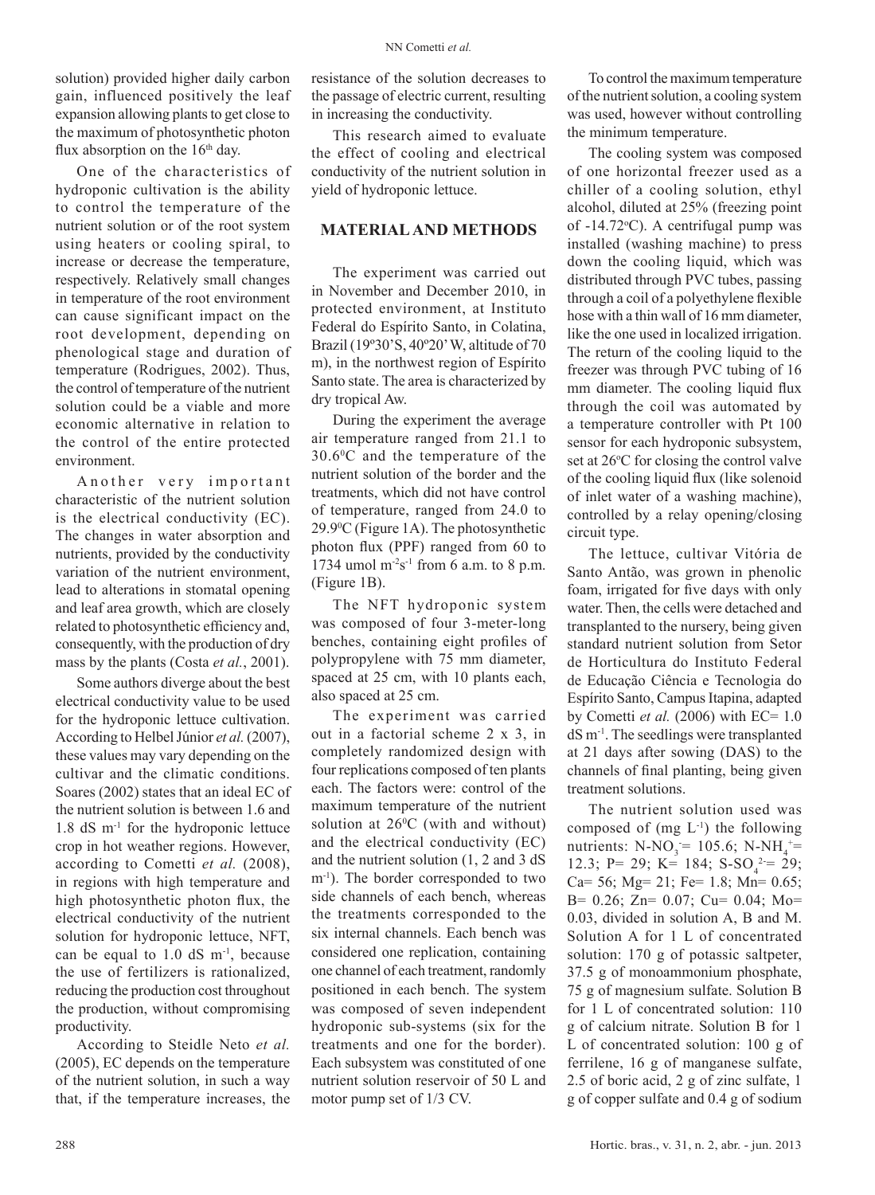solution) provided higher daily carbon gain, influenced positively the leaf expansion allowing plants to get close to the maximum of photosynthetic photon flux absorption on the $16^{th}$ day.

One of the characteristics of hydroponic cultivation is the ability to control the temperature of the nutrient solution or of the root system using heaters or cooling spiral, to increase or decrease the temperature, respectively. Relatively small changes in temperature of the root environment can cause significant impact on the root development, depending on phenological stage and duration of temperature (Rodrigues, 2002). Thus, the control of temperature of the nutrient solution could be a viable and more economic alternative in relation to the control of the entire protected environment.

Another very important characteristic of the nutrient solution is the electrical conductivity (EC). The changes in water absorption and nutrients, provided by the conductivity variation of the nutrient environment, lead to alterations in stomatal opening and leaf area growth, which are closely related to photosynthetic efficiency and, consequently, with the production of dry mass by the plants (Costa *et al.*, 2001).

Some authors diverge about the best electrical conductivity value to be used for the hydroponic lettuce cultivation. According to Helbel Júnior *et al.* (2007), these values may vary depending on the cultivar and the climatic conditions. Soares (2002) states that an ideal EC of the nutrient solution is between 1.6 and 1.8 dS $m^{-1}$ for the hydroponic lettuce crop in hot weather regions. However, according to Cometti *et al.* (2008), in regions with high temperature and high photosynthetic photon flux, the electrical conductivity of the nutrient solution for hydroponic lettuce, NFT, can be equal to 1.0 dS $m^{-1}$, because the use of fertilizers is rationalized, reducing the production cost throughout the production, without compromising productivity.

According to Steidle Neto *et al.* (2005), EC depends on the temperature of the nutrient solution, in such a way that, if the temperature increases, the resistance of the solution decreases to the passage of electric current, resulting in increasing the conductivity.

This research aimed to evaluate the effect of cooling and electrical conductivity of the nutrient solution in yield of hydroponic lettuce.

## MATERIAL AND METHODS

The experiment was carried out in November and December 2010, in protected environment, at Instituto Federal do Espírito Santo, in Colatina, Brazil (19º30'S, 40º20' W, altitude of 70 m), in the northwest region of Espírito Santo state. The area is characterized by dry tropical Aw.

During the experiment the average air temperature ranged from 21.1 to 30.6°C and the temperature of the nutrient solution of the border and the treatments, which did not have control of temperature, ranged from 24.0 to 29.9°C (Figure 1A). The photosynthetic photon flux (PPF) ranged from 60 to 1734 umol $m^{-2}s^{-1}$ from 6 a.m. to 8 p.m. (Figure 1B).

The NFT hydroponic system was composed of four 3-meter-long benches, containing eight profiles of polypropylene with 75 mm diameter, spaced at 25 cm, with 10 plants each, also spaced at 25 cm.

The experiment was carried out in a factorial scheme 2 x 3, in completely randomized design with four replications composed of ten plants each. The factors were: control of the maximum temperature of the nutrient solution at 26°C (with and without) and the electrical conductivity (EC) and the nutrient solution (1, 2 and 3 dS $m^{-1}$). The border corresponded to two side channels of each bench, whereas the treatments corresponded to the six internal channels. Each bench was considered one replication, containing one channel of each treatment, randomly positioned in each bench. The system was composed of seven independent hydroponic sub-systems (six for the treatments and one for the border). Each subsystem was constituted of one nutrient solution reservoir of 50 L and motor pump set of 1/3 CV.

To control the maximum temperature of the nutrient solution, a cooling system was used, however without controlling the minimum temperature.

The cooling system was composed of one horizontal freezer used as a chiller of a cooling solution, ethyl alcohol, diluted at 25% (freezing point of -14.72°C). A centrifugal pump was installed (washing machine) to press down the cooling liquid, which was distributed through PVC tubes, passing through a coil of a polyethylene flexible hose with a thin wall of 16 mm diameter, like the one used in localized irrigation. The return of the cooling liquid to the freezer was through PVC tubing of 16 mm diameter. The cooling liquid flux through the coil was automated by a temperature controller with Pt 100 sensor for each hydroponic subsystem, set at 26°C for closing the control valve of the cooling liquid flux (like solenoid of inlet water of a washing machine), controlled by a relay opening/closing circuit type.

The lettuce, cultivar Vitória de Santo Antão, was grown in phenolic foam, irrigated for five days with only water. Then, the cells were detached and transplanted to the nursery, being given standard nutrient solution from Setor de Horticultura do Instituto Federal de Educação Ciência e Tecnologia do Espírito Santo, Campus Itapina, adapted by Cometti *et al.* (2006) with EC= 1.0 dS $m^{-1}$. The seedlings were transplanted at 21 days after sowing (DAS) to the channels of final planting, being given treatment solutions.

The nutrient solution used was composed of (mg $L^{-1}$) the following nutrients: $N\text{-}NO_3^-$= 105.6; $N\text{-}NH_4^+$= 12.3; P= 29; K= 184; $S\text{-}SO_4^{2-}$= 29; Ca= 56; Mg= 21; Fe= 1.8; Mn= 0.65; B= 0.26; Zn= 0.07; Cu= 0.04; Mo= 0.03, divided in solution A, B and M. Solution A for 1 L of concentrated solution: 170 g of potassic saltpeter, 37.5 g of monoammonium phosphate, 75 g of magnesium sulfate. Solution B for 1 L of concentrated solution: 110 g of calcium nitrate. Solution B for 1 L of concentrated solution: 100 g of ferrilene, 16 g of manganese sulfate, 2.5 of boric acid, 2 g of zinc sulfate, 1 g of copper sulfate and 0.4 g of sodium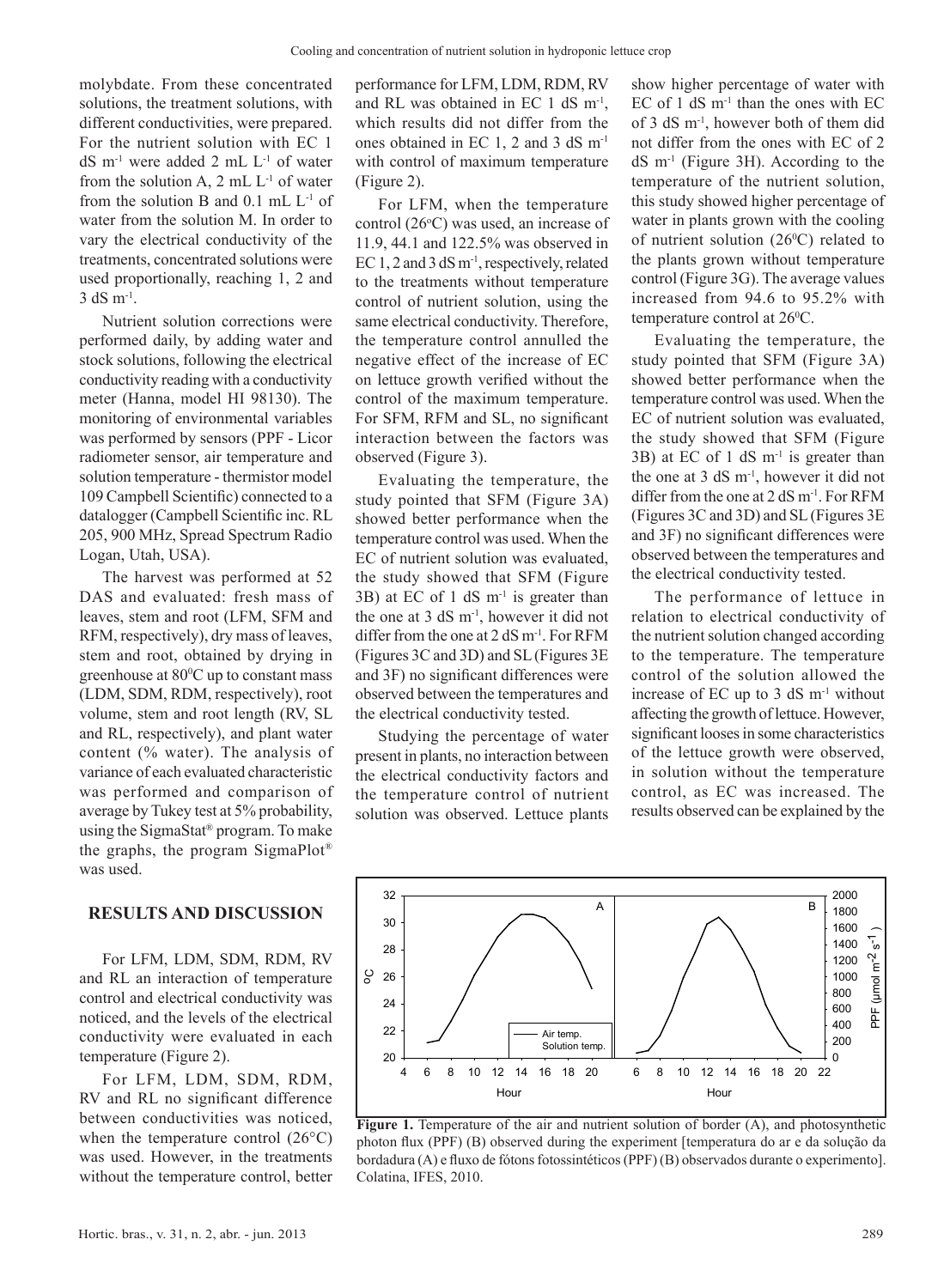molybdate. From these concentrated solutions, the treatment solutions, with different conductivities, were prepared. For the nutrient solution with EC 1 dS $m^{-1}$ were added 2 mL $L^{-1}$ of water from the solution A, 2 mL $L^{-1}$ of water from the solution B and 0.1 mL $L^{-1}$ of water from the solution M. In order to vary the electrical conductivity of the treatments, concentrated solutions were used proportionally, reaching 1, 2 and 3 dS $m^{-1}$.

Nutrient solution corrections were performed daily, by adding water and stock solutions, following the electrical conductivity reading with a conductivity meter (Hanna, model HI 98130). The monitoring of environmental variables was performed by sensors (PPF - Licor radiometer sensor, air temperature and solution temperature - thermistor model 109 Campbell Scientific) connected to a datalogger (Campbell Scientific inc. RL 205, 900 MHz, Spread Spectrum Radio Logan, Utah, USA).

The harvest was performed at 52 DAS and evaluated: fresh mass of leaves, stem and root (LFM, SFM and RFM, respectively), dry mass of leaves, stem and root, obtained by drying in greenhouse at 80$^0$C up to constant mass (LDM, SDM, RDM, respectively), root volume, stem and root length (RV, SL and RL, respectively), and plant water content (% water). The analysis of variance of each evaluated characteristic was performed and comparison of average by Tukey test at 5% probability, using the SigmaStat® program. To make the graphs, the program SigmaPlot® was used.

## RESULTS AND DISCUSSION

For LFM, LDM, SDM, RDM, RV and RL an interaction of temperature control and electrical conductivity was noticed, and the levels of the electrical conductivity were evaluated in each temperature (Figure 2).

For LFM, LDM, SDM, RDM, RV and RL no significant difference between conductivities was noticed, when the temperature control (26°C) was used. However, in the treatments without the temperature control, better performance for LFM, LDM, RDM, RV and RL was obtained in EC 1 dS $m^{-1}$, which results did not differ from the ones obtained in EC 1, 2 and 3 dS $m^{-1}$ with control of maximum temperature (Figure 2).

For LFM, when the temperature control (26$^o$C) was used, an increase of 11.9, 44.1 and 122.5% was observed in EC 1, 2 and 3 dS $m^{-1}$, respectively, related to the treatments without temperature control of nutrient solution, using the same electrical conductivity. Therefore, the temperature control annulled the negative effect of the increase of EC on lettuce growth verified without the control of the maximum temperature. For SFM, RFM and SL, no significant interaction between the factors was observed (Figure 3).

Evaluating the temperature, the study pointed that SFM (Figure 3A) showed better performance when the temperature control was used. When the EC of nutrient solution was evaluated, the study showed that SFM (Figure 3B) at EC of 1 dS $m^{-1}$ is greater than the one at 3 dS $m^{-1}$, however it did not differ from the one at 2 dS $m^{-1}$. For RFM (Figures 3C and 3D) and SL (Figures 3E and 3F) no significant differences were observed between the temperatures and the electrical conductivity tested.

Studying the percentage of water present in plants, no interaction between the electrical conductivity factors and the temperature control of nutrient solution was observed. Lettuce plants show higher percentage of water with EC of 1 dS $m^{-1}$ than the ones with EC of 3 dS $m^{-1}$, however both of them did not differ from the ones with EC of 2 dS $m^{-1}$ (Figure 3H). According to the temperature of the nutrient solution, this study showed higher percentage of water in plants grown with the cooling of nutrient solution (26$^0$C) related to the plants grown without temperature control (Figure 3G). The average values increased from 94.6 to 95.2% with temperature control at 26$^0$C.

Evaluating the temperature, the study pointed that SFM (Figure 3A) showed better performance when the temperature control was used. When the EC of nutrient solution was evaluated, the study showed that SFM (Figure 3B) at EC of 1 dS $m^{-1}$ is greater than the one at 3 dS $m^{-1}$, however it did not differ from the one at 2 dS $m^{-1}$. For RFM (Figures 3C and 3D) and SL (Figures 3E and 3F) no significant differences were observed between the temperatures and the electrical conductivity tested.

The performance of lettuce in relation to electrical conductivity of the nutrient solution changed according to the temperature. The temperature control of the solution allowed the increase of EC up to 3 dS $m^{-1}$ without affecting the growth of lettuce. However, significant looses in some characteristics of the lettuce growth were observed, in solution without the temperature control, as EC was increased. The results observed can be explained by the

**Figure 1.** Temperature of the air and nutrient solution of border (A), and photosynthetic photon flux (PPF) (B) observed during the experiment [temperatura do ar e da solução da bordadura (A) e fluxo de fótons fotossintéticos (PPF) (B) observados durante o experimento]. Colatina, IFES, 2010.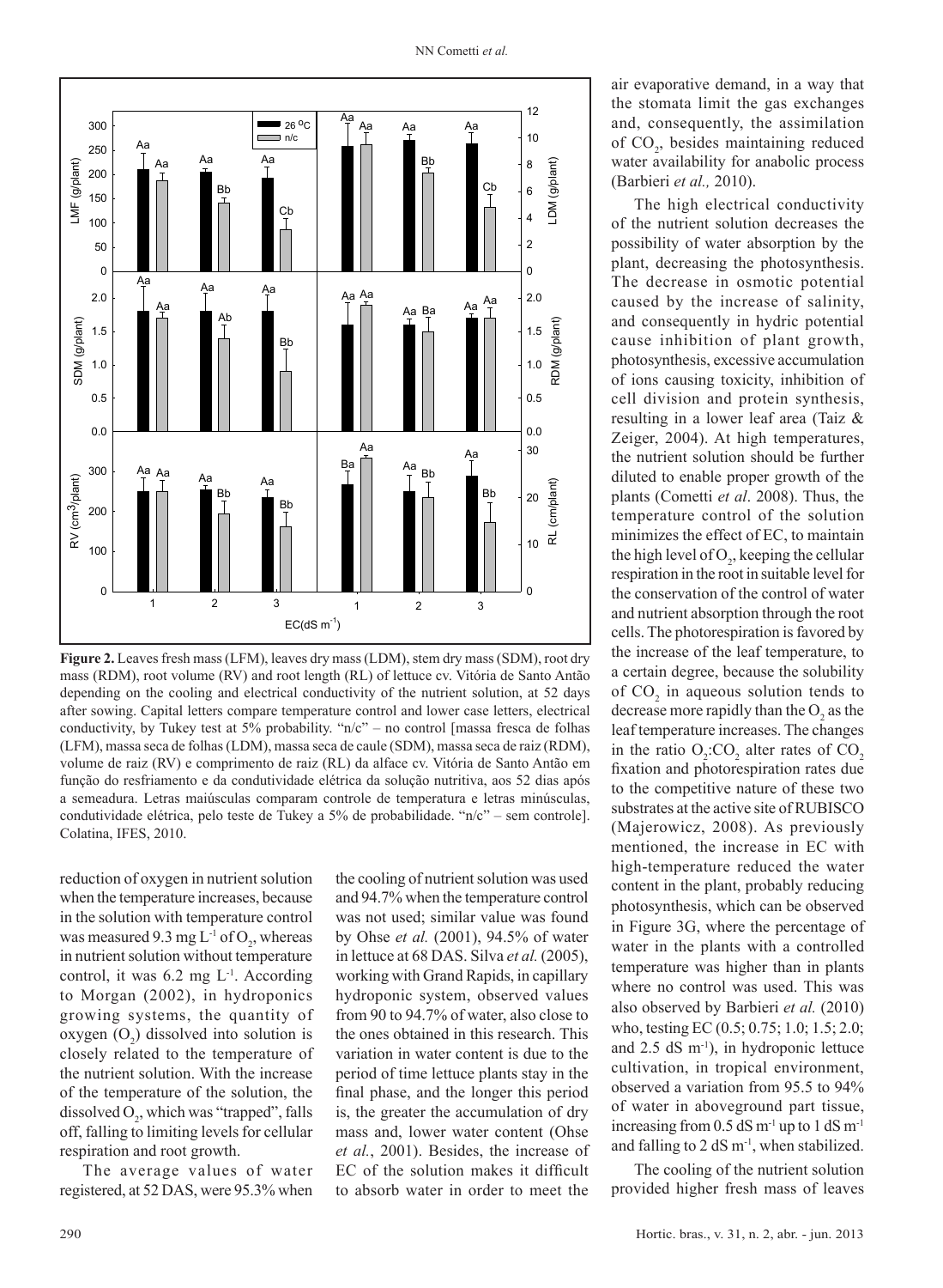**Figure 2.** Leaves fresh mass (LFM), leaves dry mass (LDM), stem dry mass (SDM), root dry mass (RDM), root volume (RV) and root length (RL) of lettuce cv. Vitória de Santo Antão depending on the cooling and electrical conductivity of the nutrient solution, at 52 days after sowing. Capital letters compare temperature control and lower case letters, electrical conductivity, by Tukey test at 5% probability. "n/c" – no control [massa fresca de folhas (LFM), massa seca de folhas (LDM), massa seca de caule (SDM), massa seca de raiz (RDM), volume de raiz (RV) e comprimento de raiz (RL) da alface cv. Vitória de Santo Antão em função do resfriamento e da condutividade elétrica da solução nutritiva, aos 52 dias após a semeadura. Letras maiúsculas comparam controle de temperatura e letras minúsculas, condutividade elétrica, pelo teste de Tukey a 5% de probabilidade. "n/c" – sem controle]. Colatina, IFES, 2010.

reduction of oxygen in nutrient solution when the temperature increases, because in the solution with temperature control was measured 9.3 mg $L^{-1}$ of $O_2$, whereas in nutrient solution without temperature control, it was 6.2 mg $L^{-1}$. According to Morgan (2002), in hydroponics growing systems, the quantity of oxygen ($O_2$) dissolved into solution is closely related to the temperature of the nutrient solution. With the increase of the temperature of the solution, the dissolved $O_2$, which was "trapped", falls off, falling to limiting levels for cellular respiration and root growth.

The average values of water registered, at 52 DAS, were 95.3% when the cooling of nutrient solution was used and 94.7% when the temperature control was not used; similar value was found by Ohse *et al.* (2001), 94.5% of water in lettuce at 68 DAS. Silva *et al.* (2005), working with Grand Rapids, in capillary hydroponic system, observed values from 90 to 94.7% of water, also close to the ones obtained in this research. This variation in water content is due to the period of time lettuce plants stay in the final phase, and the longer this period is, the greater the accumulation of dry mass and, lower water content (Ohse *et al.*, 2001). Besides, the increase of EC of the solution makes it difficult to absorb water in order to meet the air evaporative demand, in a way that the stomata limit the gas exchanges and, consequently, the assimilation of $CO_2$, besides maintaining reduced water availability for anabolic process (Barbieri *et al.,* 2010).

The high electrical conductivity of the nutrient solution decreases the possibility of water absorption by the plant, decreasing the photosynthesis. The decrease in osmotic potential caused by the increase of salinity, and consequently in hydric potential cause inhibition of plant growth, photosynthesis, excessive accumulation of ions causing toxicity, inhibition of cell division and protein synthesis, resulting in a lower leaf area (Taiz & Zeiger, 2004). At high temperatures, the nutrient solution should be further diluted to enable proper growth of the plants (Cometti *et al*. 2008). Thus, the temperature control of the solution minimizes the effect of EC, to maintain the high level of $O_2$, keeping the cellular respiration in the root in suitable level for the conservation of the control of water and nutrient absorption through the root cells. The photorespiration is favored by the increase of the leaf temperature, to a certain degree, because the solubility of $CO_2$ in aqueous solution tends to decrease more rapidly than the $O_2$ as the leaf temperature increases. The changes in the ratio $O_2$:$CO_2$ alter rates of $CO_2$ fixation and photorespiration rates due to the competitive nature of these two substrates at the active site of RUBISCO (Majerowicz, 2008). As previously mentioned, the increase in EC with high-temperature reduced the water content in the plant, probably reducing photosynthesis, which can be observed in Figure 3G, where the percentage of water in the plants with a controlled temperature was higher than in plants where no control was used. This was also observed by Barbieri *et al.* (2010) who, testing EC (0.5; 0.75; 1.0; 1.5; 2.0; and 2.5 dS $m^{-1}$), in hydroponic lettuce cultivation, in tropical environment, observed a variation from 95.5 to 94% of water in aboveground part tissue, increasing from 0.5 dS $m^{-1}$ up to 1 dS $m^{-1}$ and falling to 2 dS $m^{-1}$, when stabilized.

The cooling of the nutrient solution provided higher fresh mass of leaves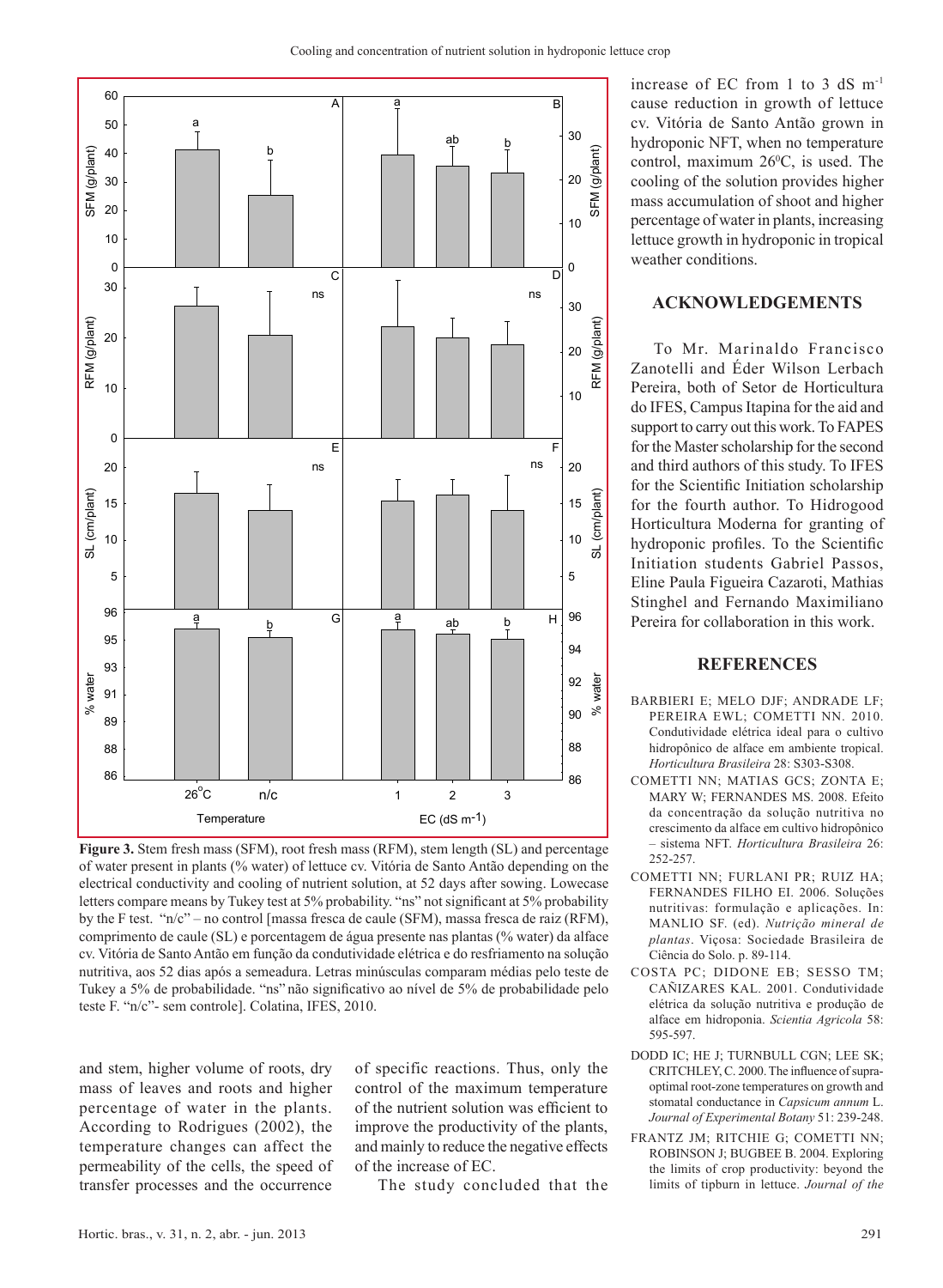**Figure 3.** Stem fresh mass (SFM), root fresh mass (RFM), stem length (SL) and percentage of water present in plants (% water) of lettuce cv. Vitória de Santo Antão depending on the electrical conductivity and cooling of nutrient solution, at 52 days after sowing. Lowecase letters compare means by Tukey test at 5% probability. "ns" not significant at 5% probability by the F test. "n/c" – no control [massa fresca de caule (SFM), massa fresca de raiz (RFM), comprimento de caule (SL) e porcentagem de água presente nas plantas (% water) da alface cv. Vitória de Santo Antão em função da condutividade elétrica e do resfriamento na solução nutritiva, aos 52 dias após a semeadura. Letras minúsculas comparam médias pelo teste de Tukey a 5% de probabilidade. "ns" não significativo ao nível de 5% de probabilidade pelo teste F. "n/c"- sem controle]. Colatina, IFES, 2010.

and stem, higher volume of roots, dry mass of leaves and roots and higher percentage of water in the plants. According to Rodrigues (2002), the temperature changes can affect the permeability of the cells, the speed of transfer processes and the occurrence of specific reactions. Thus, only the control of the maximum temperature of the nutrient solution was efficient to improve the productivity of the plants, and mainly to reduce the negative effects of the increase of EC.

The study concluded that the increase of EC from 1 to 3 dS $m^{-1}$ cause reduction in growth of lettuce cv. Vitória de Santo Antão grown in hydroponic NFT, when no temperature control, maximum 26°C, is used. The cooling of the solution provides higher mass accumulation of shoot and higher percentage of water in plants, increasing lettuce growth in hydroponic in tropical weather conditions.

## ACKNOWLEDGEMENTS

To Mr. Marinaldo Francisco Zanotelli and Éder Wilson Lerbach Pereira, both of Setor de Horticultura do IFES, Campus Itapina for the aid and support to carry out this work. To FAPES for the Master scholarship for the second and third authors of this study. To IFES for the Scientific Initiation scholarship for the fourth author. To Hidrogood Horticultura Moderna for granting of hydroponic profiles. To the Scientific Initiation students Gabriel Passos, Eline Paula Figueira Cazaroti, Mathias Stinghel and Fernando Maximiliano Pereira for collaboration in this work.

## REFERENCES

BARBIERI E; MELO DJF; ANDRADE LF; PEREIRA EWL; COMETTI NN. 2010. Condutividade elétrica ideal para o cultivo hidropônico de alface em ambiente tropical. *Horticultura Brasileira* 28: S303-S308.

COMETTI NN; MATIAS GCS; ZONTA E; MARY W; FERNANDES MS. 2008. Efeito da concentração da solução nutritiva no crescimento da alface em cultivo hidropônico – sistema NFT. *Horticultura Brasileira* 26: 252-257.

COMETTI NN; FURLANI PR; RUIZ HA; FERNANDES FILHO EI. 2006. Soluções nutritivas: formulação e aplicações. In: MANLIO SF. (ed). *Nutrição mineral de plantas*. Viçosa: Sociedade Brasileira de Ciência do Solo. p. 89-114.

COSTA PC; DIDONE EB; SESSO TM; CAÑIZARES KAL. 2001. Condutividade elétrica da solução nutritiva e produção de alface em hidroponia. *Scientia Agricola* 58: 595-597.

DODD IC; HE J; TURNBULL CGN; LEE SK; CRITCHLEY, C. 2000. The influence of supra-optimal root-zone temperatures on growth and stomatal conductance in *Capsicum annum* L. *Journal of Experimental Botany* 51: 239-248.

FRANTZ JM; RITCHIE G; COMETTI NN; ROBINSON J; BUGBEE B. 2004. Exploring the limits of crop productivity: beyond the limits of tipburn in lettuce. *Journal of the*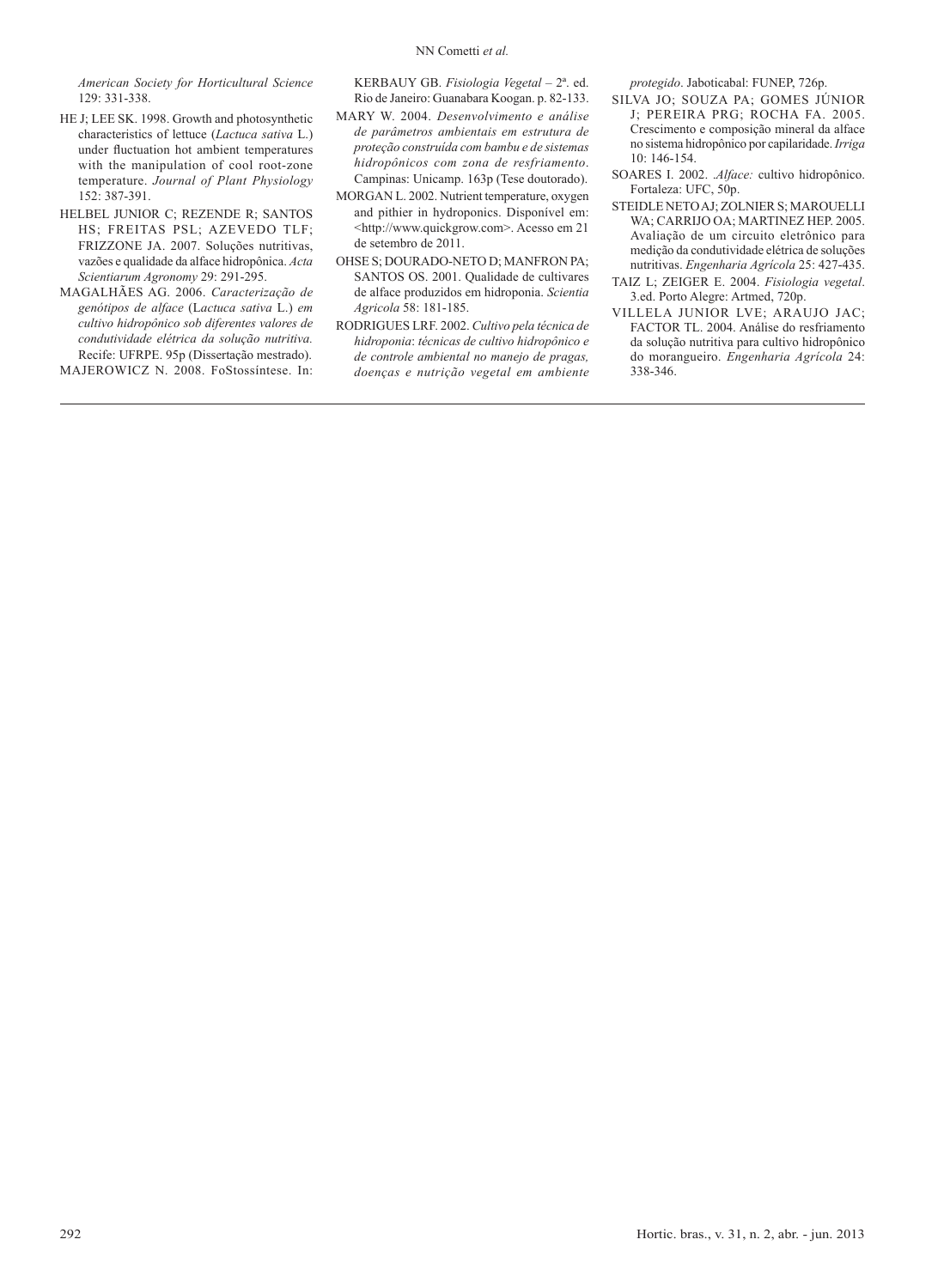*American Society for Horticultural Science* 129: 331-338.

HE J; LEE SK. 1998. Growth and photosynthetic characteristics of lettuce (*Lactuca sativa* L.) under fluctuation hot ambient temperatures with the manipulation of cool root-zone temperature. *Journal of Plant Physiology* 152: 387-391.

HELBEL JUNIOR C; REZENDE R; SANTOS HS; FREITAS PSL; AZEVEDO TLF; FRIZZONE JA. 2007. Soluções nutritivas, vazões e qualidade da alface hidropônica. *Acta Scientiarum Agronomy* 29: 291-295.

MAGALHÃES AG. 2006. *Caracterização de genótipos de alface* (*Lactuca sativa* L.) *em cultivo hidropônico sob diferentes valores de condutividade elétrica da solução nutritiva.* Recife: UFRPE. 95p (Dissertação mestrado).

MAJEROWICZ N. 2008. FoStossíntese. In: KERBAUY GB. *Fisiologia Vegetal* – 2ª. ed. Rio de Janeiro: Guanabara Koogan. p. 82-133.

MARY W. 2004. *Desenvolvimento e análise de parâmetros ambientais em estrutura de proteção construída com bambu e de sistemas hidropônicos com zona de resfriamento*. Campinas: Unicamp. 163p (Tese doutorado).

MORGAN L. 2002. Nutrient temperature, oxygen and pithier in hydroponics. Disponível em: <http://www.quickgrow.com>. Acesso em 21 de setembro de 2011.

OHSE S; DOURADO-NETO D; MANFRON PA; SANTOS OS. 2001. Qualidade de cultivares de alface produzidos em hidroponia. *Scientia Agricola* 58: 181-185.

RODRIGUES LRF. 2002. *Cultivo pela técnica de hidroponia*: *técnicas de cultivo hidropônico e de controle ambiental no manejo de pragas, doenças e nutrição vegetal em ambiente protegido*. Jaboticabal: FUNEP, 726p.

SILVA JO; SOUZA PA; GOMES JÚNIOR J; PEREIRA PRG; ROCHA FA. 2005. Crescimento e composição mineral da alface no sistema hidropônico por capilaridade. *Irriga* 10: 146-154.

SOARES I. 2002. *.Alface:* cultivo hidropônico. Fortaleza: UFC, 50p.

STEIDLE NETO AJ; ZOLNIER S; MAROUELLI WA; CARRIJO OA; MARTINEZ HEP. 2005. Avaliação de um circuito eletrônico para medição da condutividade elétrica de soluções nutritivas. *Engenharia Agrícola* 25: 427-435.

TAIZ L; ZEIGER E. 2004. *Fisiologia vegetal*. 3.ed. Porto Alegre: Artmed, 720p.

VILLELA JUNIOR LVE; ARAUJO JAC; FACTOR TL. 2004. Análise do resfriamento da solução nutritiva para cultivo hidropônico do morangueiro. *Engenharia Agrícola* 24: 338-346.